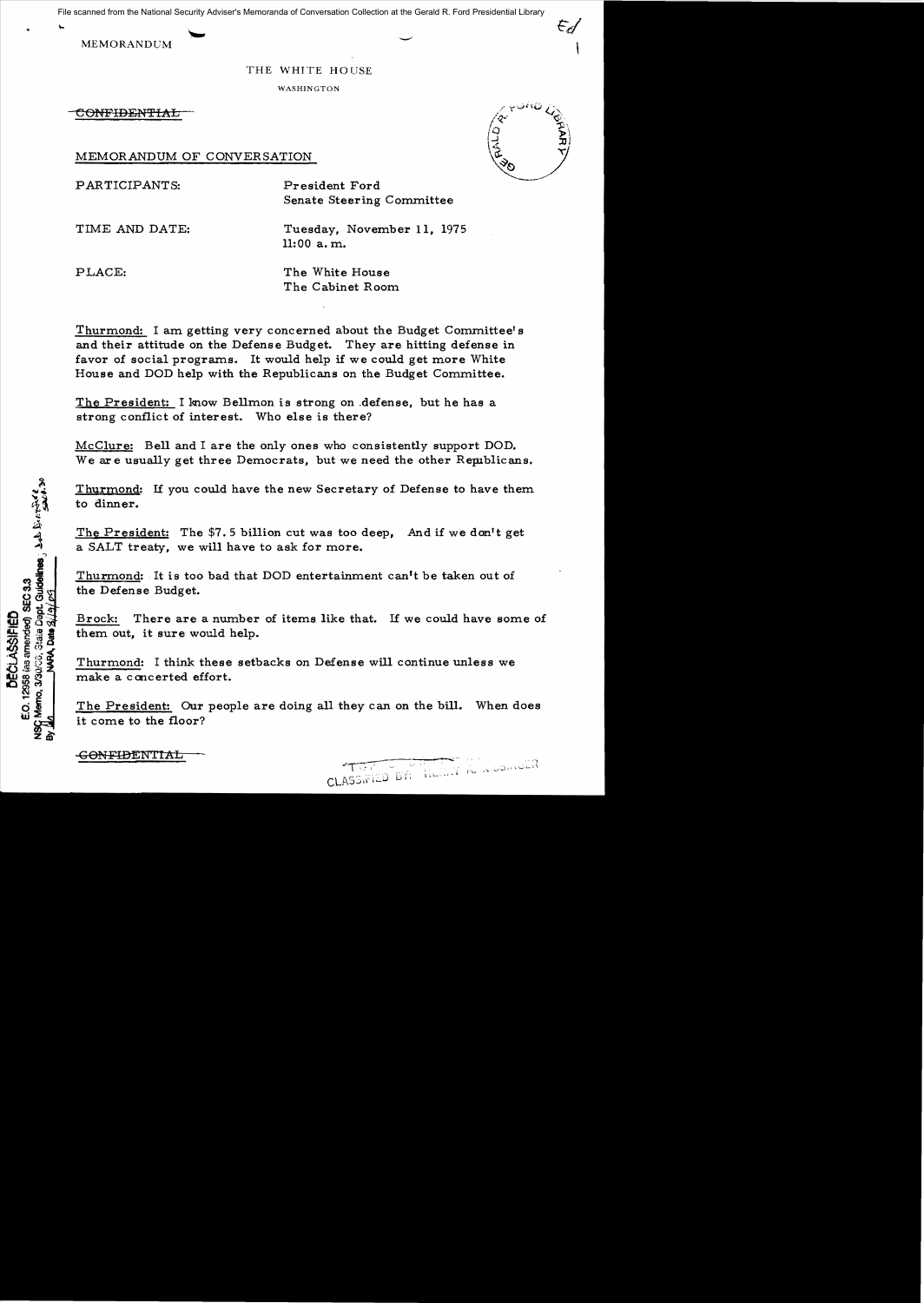File scanned from the National Security Adviser's Memoranda of Conversation Collection at the Gerald R. Ford Presidential Library

MEMORANDUM

THE WHITE HOUSE

WASHINGTON

~~CONFIDENTIAL~~

MEMORANDUM OF CONVERSATION

PARTICIPANTS: President Ford
Senate Steering Committee

TIME AND DATE: Tuesday, November 11, 1975
11:00 a.m.

PLACE: The White House
The Cabinet Room

Thurmond: I am getting very concerned about the Budget Committee's and their attitude on the Defense Budget. They are hitting defense in favor of social programs. It would help if we could get more White House and DOD help with the Republicans on the Budget Committee.

The President: I know Bellmon is strong on defense, but he has a strong conflict of interest. Who else is there?

McClure: Bell and I are the only ones who consistently support DOD. We are usually get three Democrats, but we need the other Republicans.

Thurmond: If you could have the new Secretary of Defense to have them to dinner.

The President: The $7.5 billion cut was too deep, And if we don't get a SALT treaty, we will have to ask for more.

Thurmond: It is too bad that DOD entertainment can't be taken out of the Defense Budget.

Brock: There are a number of items like that. If we could have some of them out, it sure would help.

Thurmond: I think these setbacks on Defense will continue unless we make a concerted effort.

The President: Our people are doing all they can on the bill. When does it come to the floor?

DECLASSIFIED
E.O. 12958 (as amended) SEC 3.3
NSC Memo, 3/30/06, State Dept. Guidelines

~~CONFIDENTIAL~~

CLASSIFIED BY: HENRY A. KISSINGER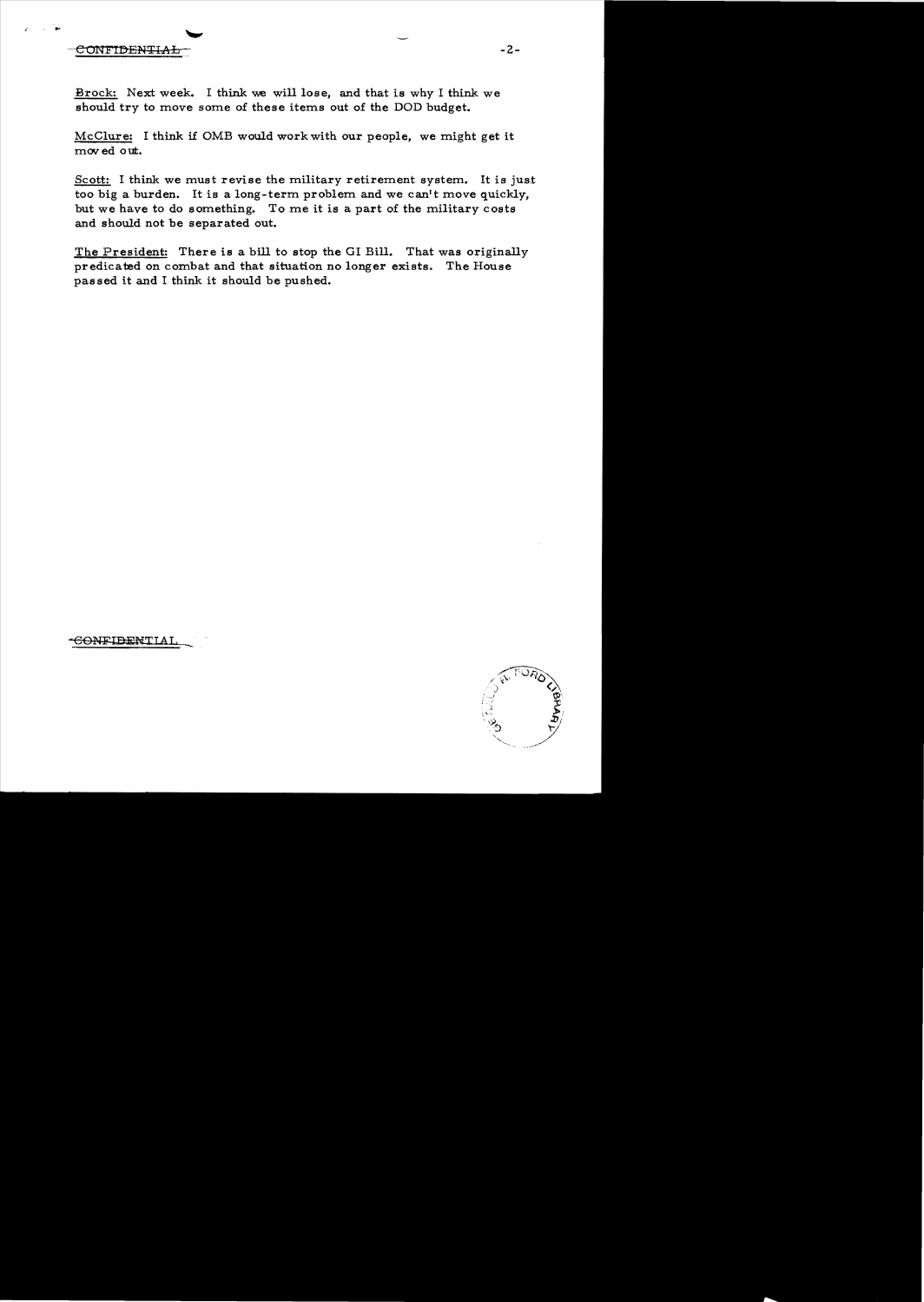CONFIDENTIAL

Brock: Next week. I think we will lose, and that is why I think we should try to move some of these items out of the DOD budget.

McClure: I think if OMB would work with our people, we might get it moved out.

Scott: I think we must revise the military retirement system. It is just too big a burden. It is a long-term problem and we can't move quickly, but we have to do something. To me it is a part of the military costs and should not be separated out.

The President: There is a bill to stop the GI Bill. That was originally predicated on combat and that situation no longer exists. The House passed it and I think it should be pushed.

CONFIDENTIAL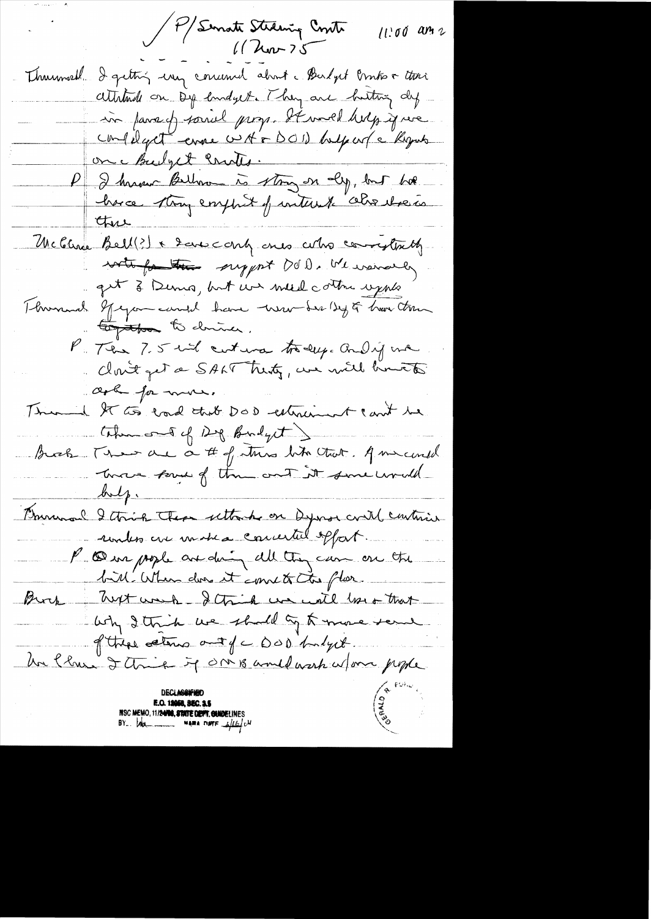P/Senate Steering Cmte — 11 Nov 75 — 11:00 am

Thurmond. I getting very concerned about c Budget Cmte & their attitude on Def budget. They are hitting def in favor of social progs. It would help if we could get ~~more~~ WH & DOD help w/ c Repubs on c Budget Cmte.

P I know Bellmon is strong on dep, but he has a strong conflict of interest. Also Dole is there.

McClure Bell(?) & Dave only ones who consistently ~~vote for the~~ support DOD. We usually get 3 Dems, but we need c other repubs

Thurmond If you could have Secretary Def & ~~have~~ them ~~together~~ to dinner.

P. The 7.5 bil cut was too deep. And if we don't get a SALT treaty, we will have to ask for more.

Thurmond It is bad that DOD retirement can't be taken out of Def Budget.

Brock There are a # of items like that. If we could move some of them out it sure would help.

Thurmond I think these attacks on Dyess will continue unless we make a concerted effort.

P. Our people are doing all they can on the bill. When does it come to the floor.

Brock Next week — I think we will lose that. Why I think we should try to move some of these items out of c DOD budget.

McClure I think if OMB would work w/our people

DECLASSIFIED
E.O. 12958, SEC. 3.5
NSC MEMO, 11/24/98, STATE DEPT. GUIDELINES
BY [illegible] NARA DATE 6/16/04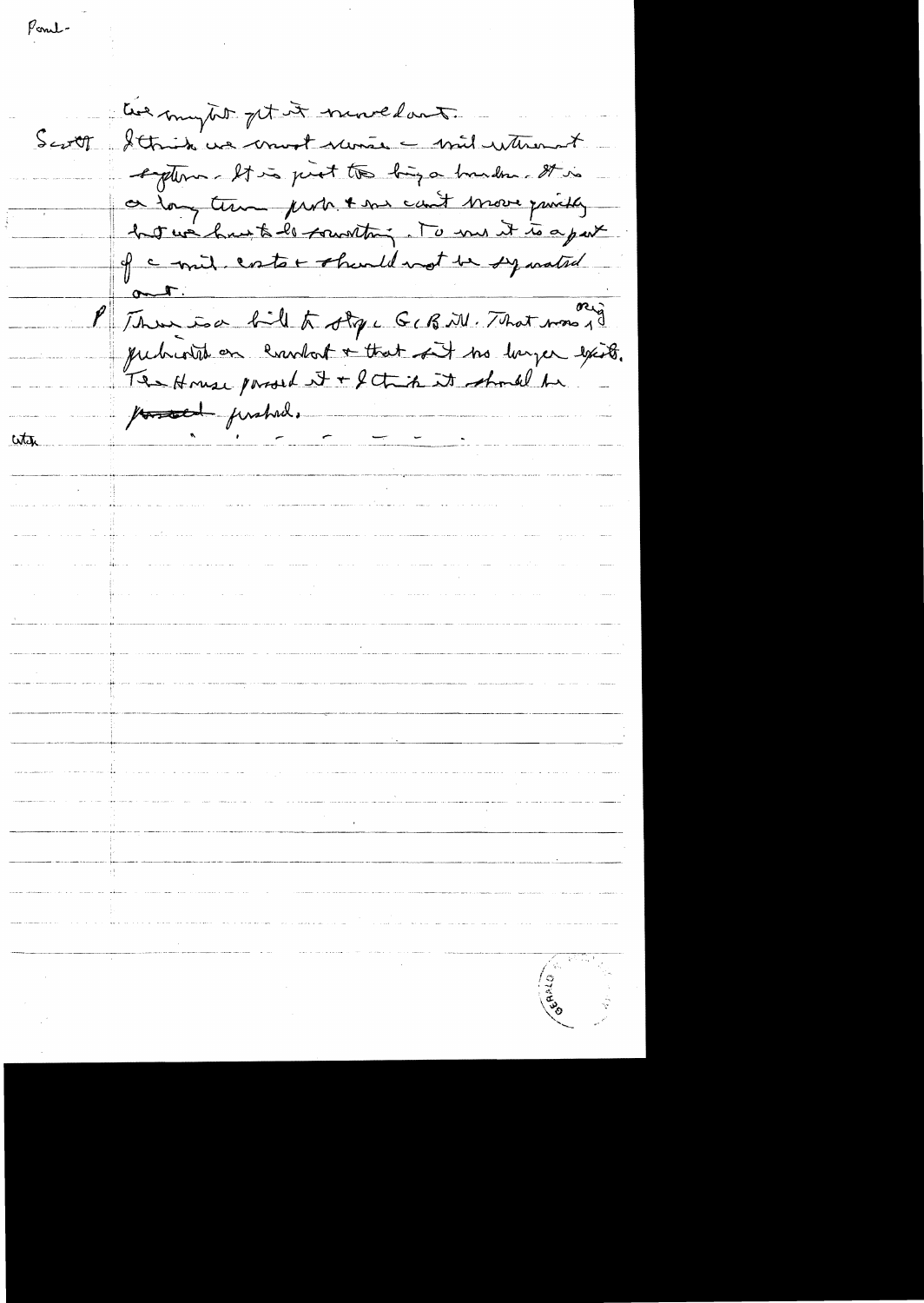Pencil -

we might get it reversed.

Scott  I think we must move — mil. retirement system. It is just too big a burden. It is a long term prob. & we can't move quickly but we have to do something. To me it is a part of a mil. costs & should not be separated out.

P  There is a bill to stop GI Bill. That was orig predicated on combat & that no longer exist. The House passed it & I think it should be ~~passed~~ pushed.

With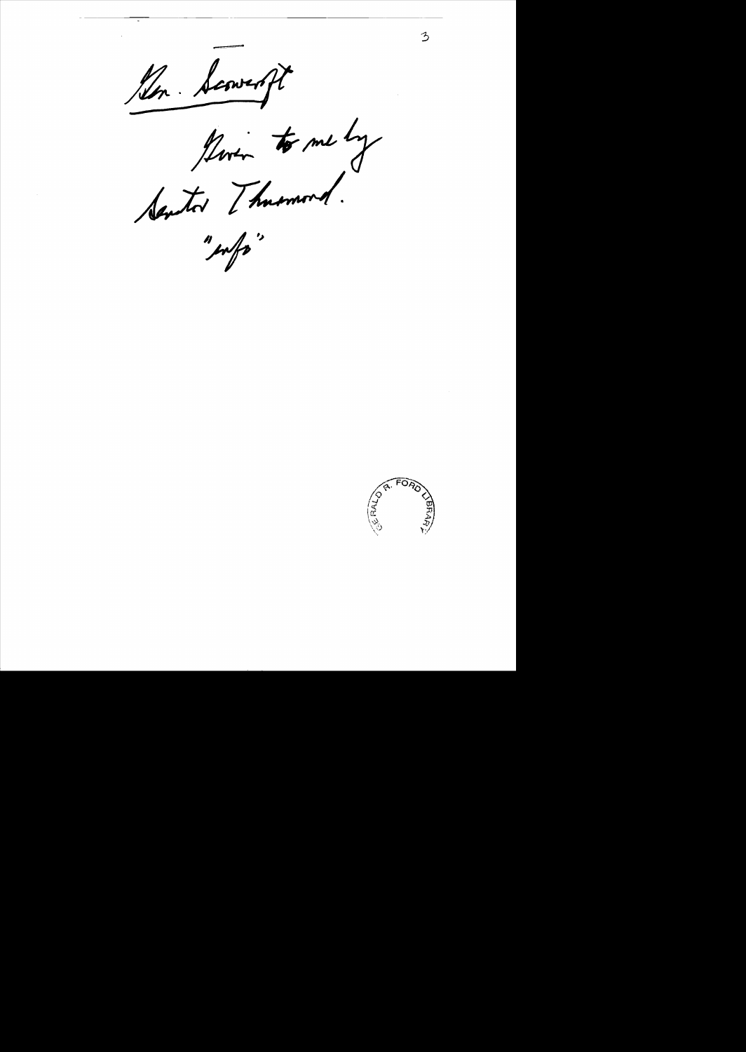Gen. Scowcroft

Given to me by Senator Thurmond.

"info"